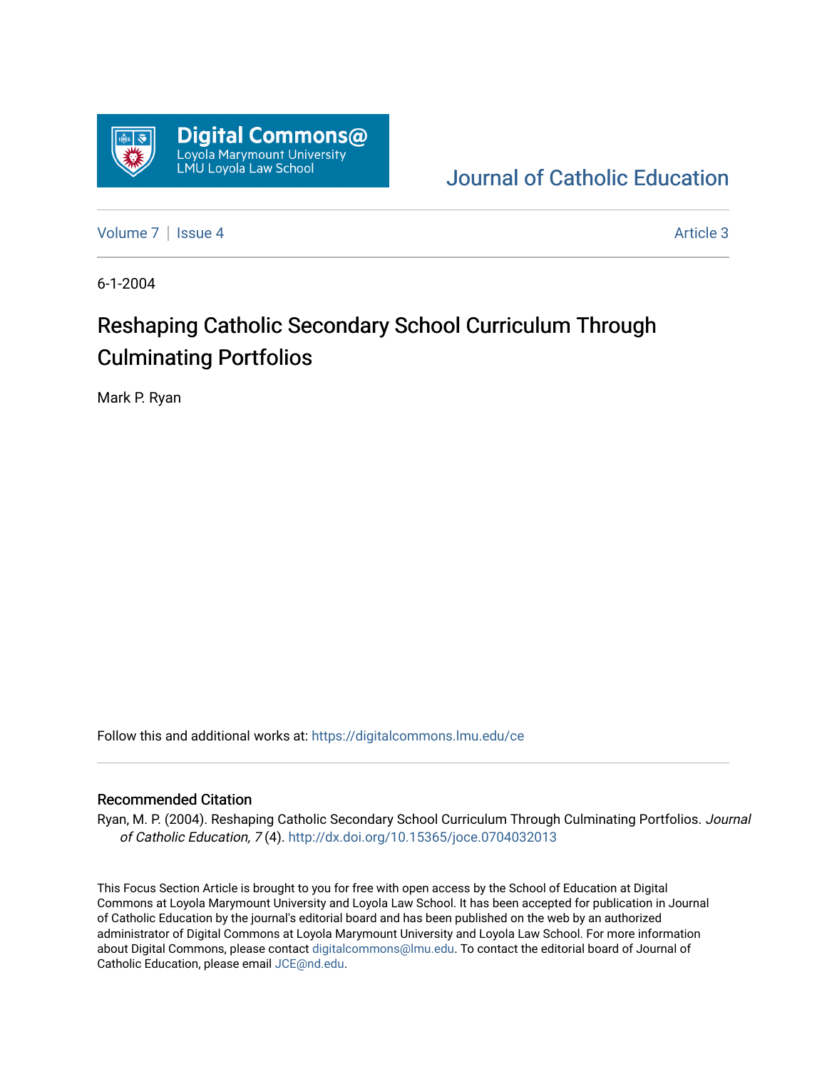Digital Commons@
Loyola Marymount University
LMU Loyola Law School

Journal of Catholic Education

Volume 7 | Issue 4 Article 3

6-1-2004

# Reshaping Catholic Secondary School Curriculum Through Culminating Portfolios

Mark P. Ryan

Follow this and additional works at: https://digitalcommons.lmu.edu/ce

## Recommended Citation

Ryan, M. P. (2004). Reshaping Catholic Secondary School Curriculum Through Culminating Portfolios. *Journal of Catholic Education, 7* (4). http://dx.doi.org/10.15365/joce.0704032013

This Focus Section Article is brought to you for free with open access by the School of Education at Digital Commons at Loyola Marymount University and Loyola Law School. It has been accepted for publication in Journal of Catholic Education by the journal's editorial board and has been published on the web by an authorized administrator of Digital Commons at Loyola Marymount University and Loyola Law School. For more information about Digital Commons, please contact digitalcommons@lmu.edu. To contact the editorial board of Journal of Catholic Education, please email JCE@nd.edu.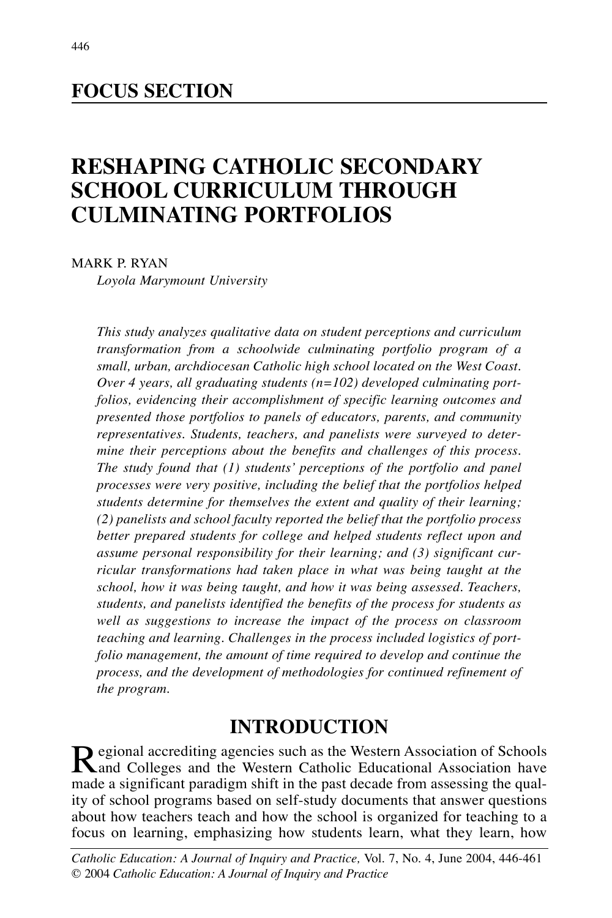## FOCUS SECTION

# RESHAPING CATHOLIC SECONDARY SCHOOL CURRICULUM THROUGH CULMINATING PORTFOLIOS

MARK P. RYAN
*Loyola Marymount University*

*This study analyzes qualitative data on student perceptions and curriculum transformation from a schoolwide culminating portfolio program of a small, urban, archdiocesan Catholic high school located on the West Coast. Over 4 years, all graduating students (n=102) developed culminating portfolios, evidencing their accomplishment of specific learning outcomes and presented those portfolios to panels of educators, parents, and community representatives. Students, teachers, and panelists were surveyed to determine their perceptions about the benefits and challenges of this process. The study found that (1) students' perceptions of the portfolio and panel processes were very positive, including the belief that the portfolios helped students determine for themselves the extent and quality of their learning; (2) panelists and school faculty reported the belief that the portfolio process better prepared students for college and helped students reflect upon and assume personal responsibility for their learning; and (3) significant curricular transformations had taken place in what was being taught at the school, how it was being taught, and how it was being assessed. Teachers, students, and panelists identified the benefits of the process for students as well as suggestions to increase the impact of the process on classroom teaching and learning. Challenges in the process included logistics of portfolio management, the amount of time required to develop and continue the process, and the development of methodologies for continued refinement of the program.*

## INTRODUCTION

Regional accrediting agencies such as the Western Association of Schools and Colleges and the Western Catholic Educational Association have made a significant paradigm shift in the past decade from assessing the quality of school programs based on self-study documents that answer questions about how teachers teach and how the school is organized for teaching to a focus on learning, emphasizing how students learn, what they learn, how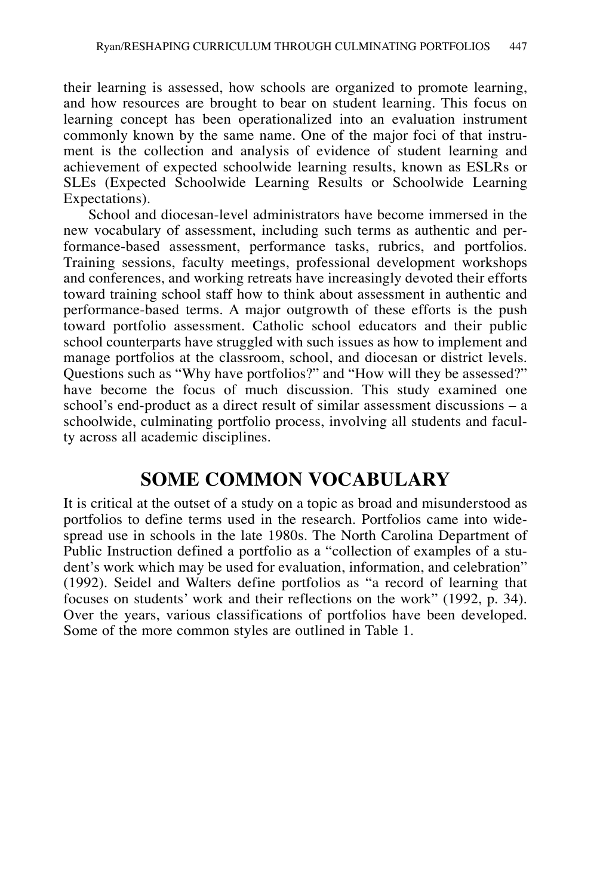their learning is assessed, how schools are organized to promote learning, and how resources are brought to bear on student learning. This focus on learning concept has been operationalized into an evaluation instrument commonly known by the same name. One of the major foci of that instrument is the collection and analysis of evidence of student learning and achievement of expected schoolwide learning results, known as ESLRs or SLEs (Expected Schoolwide Learning Results or Schoolwide Learning Expectations).

School and diocesan-level administrators have become immersed in the new vocabulary of assessment, including such terms as authentic and performance-based assessment, performance tasks, rubrics, and portfolios. Training sessions, faculty meetings, professional development workshops and conferences, and working retreats have increasingly devoted their efforts toward training school staff how to think about assessment in authentic and performance-based terms. A major outgrowth of these efforts is the push toward portfolio assessment. Catholic school educators and their public school counterparts have struggled with such issues as how to implement and manage portfolios at the classroom, school, and diocesan or district levels. Questions such as "Why have portfolios?" and "How will they be assessed?" have become the focus of much discussion. This study examined one school's end-product as a direct result of similar assessment discussions – a schoolwide, culminating portfolio process, involving all students and faculty across all academic disciplines.

## SOME COMMON VOCABULARY

It is critical at the outset of a study on a topic as broad and misunderstood as portfolios to define terms used in the research. Portfolios came into widespread use in schools in the late 1980s. The North Carolina Department of Public Instruction defined a portfolio as a "collection of examples of a student's work which may be used for evaluation, information, and celebration" (1992). Seidel and Walters define portfolios as "a record of learning that focuses on students' work and their reflections on the work" (1992, p. 34). Over the years, various classifications of portfolios have been developed. Some of the more common styles are outlined in Table 1.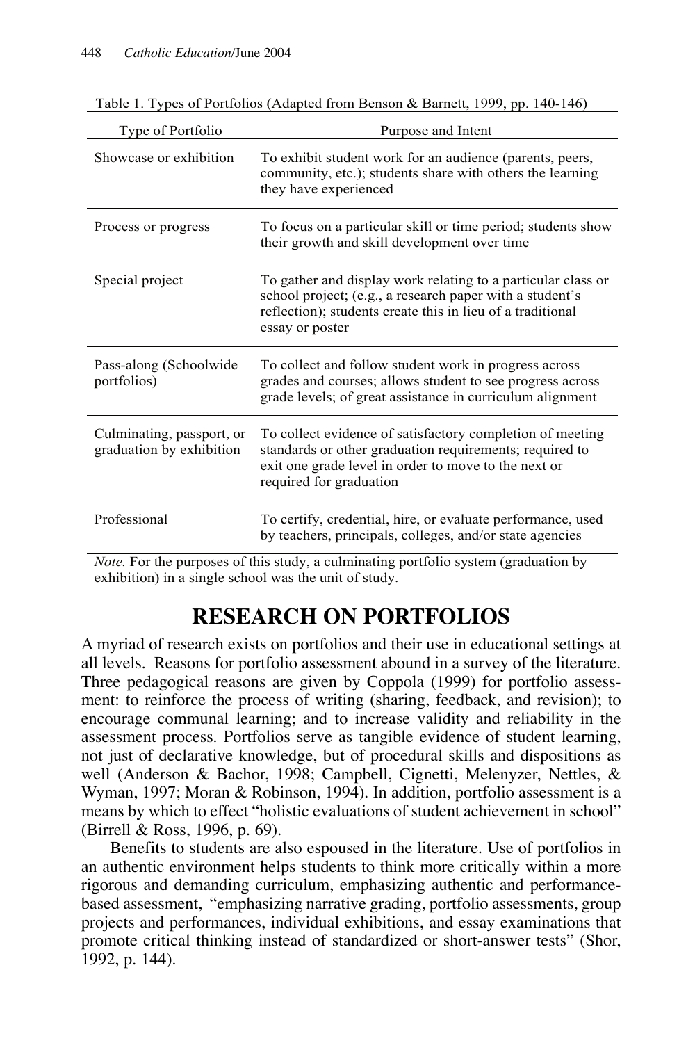Table 1. Types of Portfolios (Adapted from Benson & Barnett, 1999, pp. 140-146)

| Type of Portfolio | Purpose and Intent |
|---|---|
| Showcase or exhibition | To exhibit student work for an audience (parents, peers, community, etc.); students share with others the learning they have experienced |
| Process or progress | To focus on a particular skill or time period; students show their growth and skill development over time |
| Special project | To gather and display work relating to a particular class or school project; (e.g., a research paper with a student's reflection); students create this in lieu of a traditional essay or poster |
| Pass-along (Schoolwide portfolios) | To collect and follow student work in progress across grades and courses; allows student to see progress across grade levels; of great assistance in curriculum alignment |
| Culminating, passport, or graduation by exhibition | To collect evidence of satisfactory completion of meeting standards or other graduation requirements; required to exit one grade level in order to move to the next or required for graduation |
| Professional | To certify, credential, hire, or evaluate performance, used by teachers, principals, colleges, and/or state agencies |

*Note.* For the purposes of this study, a culminating portfolio system (graduation by exhibition) in a single school was the unit of study.

## RESEARCH ON PORTFOLIOS

A myriad of research exists on portfolios and their use in educational settings at all levels. Reasons for portfolio assessment abound in a survey of the literature. Three pedagogical reasons are given by Coppola (1999) for portfolio assessment: to reinforce the process of writing (sharing, feedback, and revision); to encourage communal learning; and to increase validity and reliability in the assessment process. Portfolios serve as tangible evidence of student learning, not just of declarative knowledge, but of procedural skills and dispositions as well (Anderson & Bachor, 1998; Campbell, Cignetti, Melenyzer, Nettles, & Wyman, 1997; Moran & Robinson, 1994). In addition, portfolio assessment is a means by which to effect "holistic evaluations of student achievement in school" (Birrell & Ross, 1996, p. 69).

Benefits to students are also espoused in the literature. Use of portfolios in an authentic environment helps students to think more critically within a more rigorous and demanding curriculum, emphasizing authentic and performance-based assessment, "emphasizing narrative grading, portfolio assessments, group projects and performances, individual exhibitions, and essay examinations that promote critical thinking instead of standardized or short-answer tests" (Shor, 1992, p. 144).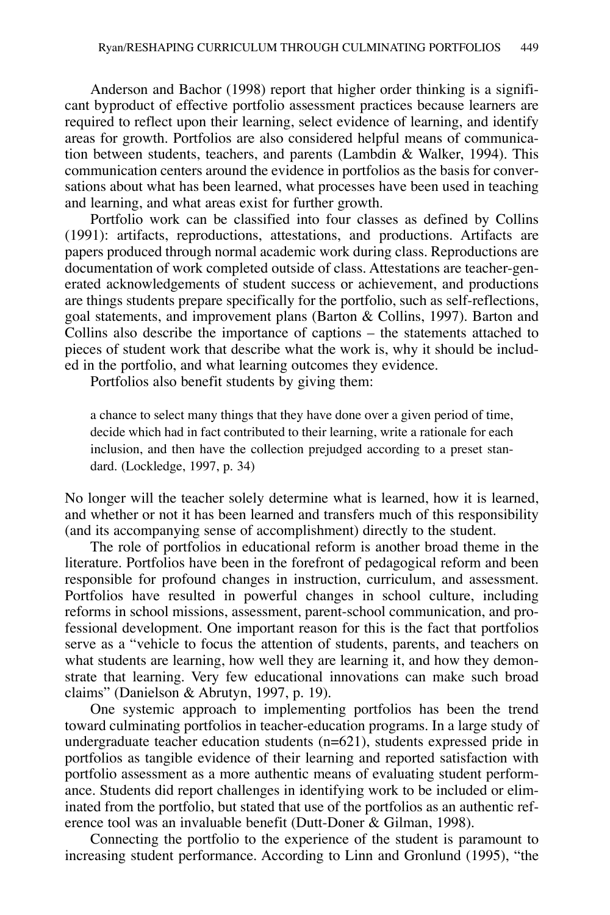Anderson and Bachor (1998) report that higher order thinking is a significant byproduct of effective portfolio assessment practices because learners are required to reflect upon their learning, select evidence of learning, and identify areas for growth. Portfolios are also considered helpful means of communication between students, teachers, and parents (Lambdin & Walker, 1994). This communication centers around the evidence in portfolios as the basis for conversations about what has been learned, what processes have been used in teaching and learning, and what areas exist for further growth.

Portfolio work can be classified into four classes as defined by Collins (1991): artifacts, reproductions, attestations, and productions. Artifacts are papers produced through normal academic work during class. Reproductions are documentation of work completed outside of class. Attestations are teacher-generated acknowledgements of student success or achievement, and productions are things students prepare specifically for the portfolio, such as self-reflections, goal statements, and improvement plans (Barton & Collins, 1997). Barton and Collins also describe the importance of captions – the statements attached to pieces of student work that describe what the work is, why it should be included in the portfolio, and what learning outcomes they evidence.

Portfolios also benefit students by giving them:

> a chance to select many things that they have done over a given period of time, decide which had in fact contributed to their learning, write a rationale for each inclusion, and then have the collection prejudged according to a preset standard. (Lockledge, 1997, p. 34)

No longer will the teacher solely determine what is learned, how it is learned, and whether or not it has been learned and transfers much of this responsibility (and its accompanying sense of accomplishment) directly to the student.

The role of portfolios in educational reform is another broad theme in the literature. Portfolios have been in the forefront of pedagogical reform and been responsible for profound changes in instruction, curriculum, and assessment. Portfolios have resulted in powerful changes in school culture, including reforms in school missions, assessment, parent-school communication, and professional development. One important reason for this is the fact that portfolios serve as a "vehicle to focus the attention of students, parents, and teachers on what students are learning, how well they are learning it, and how they demonstrate that learning. Very few educational innovations can make such broad claims" (Danielson & Abrutyn, 1997, p. 19).

One systemic approach to implementing portfolios has been the trend toward culminating portfolios in teacher-education programs. In a large study of undergraduate teacher education students (n=621), students expressed pride in portfolios as tangible evidence of their learning and reported satisfaction with portfolio assessment as a more authentic means of evaluating student performance. Students did report challenges in identifying work to be included or eliminated from the portfolio, but stated that use of the portfolios as an authentic reference tool was an invaluable benefit (Dutt-Doner & Gilman, 1998).

Connecting the portfolio to the experience of the student is paramount to increasing student performance. According to Linn and Gronlund (1995), "the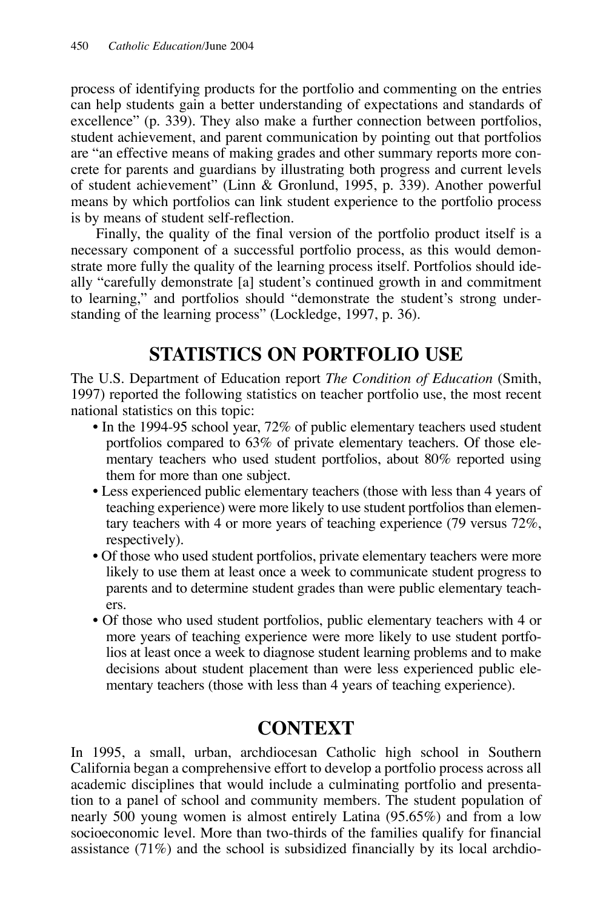process of identifying products for the portfolio and commenting on the entries can help students gain a better understanding of expectations and standards of excellence" (p. 339). They also make a further connection between portfolios, student achievement, and parent communication by pointing out that portfolios are "an effective means of making grades and other summary reports more concrete for parents and guardians by illustrating both progress and current levels of student achievement" (Linn & Gronlund, 1995, p. 339). Another powerful means by which portfolios can link student experience to the portfolio process is by means of student self-reflection.

Finally, the quality of the final version of the portfolio product itself is a necessary component of a successful portfolio process, as this would demonstrate more fully the quality of the learning process itself. Portfolios should ideally "carefully demonstrate [a] student's continued growth in and commitment to learning," and portfolios should "demonstrate the student's strong understanding of the learning process" (Lockledge, 1997, p. 36).

## STATISTICS ON PORTFOLIO USE

The U.S. Department of Education report *The Condition of Education* (Smith, 1997) reported the following statistics on teacher portfolio use, the most recent national statistics on this topic:

- In the 1994-95 school year, 72% of public elementary teachers used student portfolios compared to 63% of private elementary teachers. Of those elementary teachers who used student portfolios, about 80% reported using them for more than one subject.
- Less experienced public elementary teachers (those with less than 4 years of teaching experience) were more likely to use student portfolios than elementary teachers with 4 or more years of teaching experience (79 versus 72%, respectively).
- Of those who used student portfolios, private elementary teachers were more likely to use them at least once a week to communicate student progress to parents and to determine student grades than were public elementary teachers.
- Of those who used student portfolios, public elementary teachers with 4 or more years of teaching experience were more likely to use student portfolios at least once a week to diagnose student learning problems and to make decisions about student placement than were less experienced public elementary teachers (those with less than 4 years of teaching experience).

## CONTEXT

In 1995, a small, urban, archdiocesan Catholic high school in Southern California began a comprehensive effort to develop a portfolio process across all academic disciplines that would include a culminating portfolio and presentation to a panel of school and community members. The student population of nearly 500 young women is almost entirely Latina (95.65%) and from a low socioeconomic level. More than two-thirds of the families qualify for financial assistance (71%) and the school is subsidized financially by its local archdio-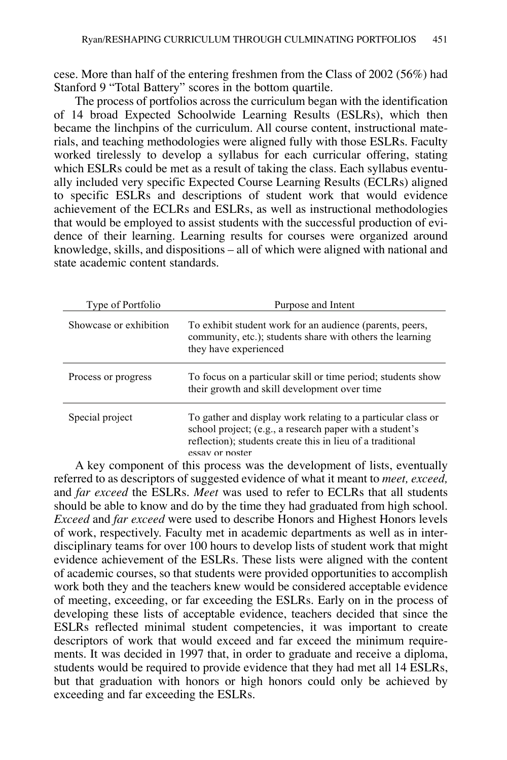cese. More than half of the entering freshmen from the Class of 2002 (56%) had Stanford 9 "Total Battery" scores in the bottom quartile.

The process of portfolios across the curriculum began with the identification of 14 broad Expected Schoolwide Learning Results (ESLRs), which then became the linchpins of the curriculum. All course content, instructional materials, and teaching methodologies were aligned fully with those ESLRs. Faculty worked tirelessly to develop a syllabus for each curricular offering, stating which ESLRs could be met as a result of taking the class. Each syllabus eventually included very specific Expected Course Learning Results (ECLRs) aligned to specific ESLRs and descriptions of student work that would evidence achievement of the ECLRs and ESLRs, as well as instructional methodologies that would be employed to assist students with the successful production of evidence of their learning. Learning results for courses were organized around knowledge, skills, and dispositions – all of which were aligned with national and state academic content standards.

| Type of Portfolio | Purpose and Intent |
|---|---|
| Showcase or exhibition | To exhibit student work for an audience (parents, peers, community, etc.); students share with others the learning they have experienced |
| Process or progress | To focus on a particular skill or time period; students show their growth and skill development over time |
| Special project | To gather and display work relating to a particular class or school project; (e.g., a research paper with a student's reflection); students create this in lieu of a traditional essay or poster |

A key component of this process was the development of lists, eventually referred to as descriptors of suggested evidence of what it meant to *meet, exceed,* and *far exceed* the ESLRs. *Meet* was used to refer to ECLRs that all students should be able to know and do by the time they had graduated from high school. *Exceed* and *far exceed* were used to describe Honors and Highest Honors levels of work, respectively. Faculty met in academic departments as well as in interdisciplinary teams for over 100 hours to develop lists of student work that might evidence achievement of the ESLRs. These lists were aligned with the content of academic courses, so that students were provided opportunities to accomplish work both they and the teachers knew would be considered acceptable evidence of meeting, exceeding, or far exceeding the ESLRs. Early on in the process of developing these lists of acceptable evidence, teachers decided that since the ESLRs reflected minimal student competencies, it was important to create descriptors of work that would exceed and far exceed the minimum requirements. It was decided in 1997 that, in order to graduate and receive a diploma, students would be required to provide evidence that they had met all 14 ESLRs, but that graduation with honors or high honors could only be achieved by exceeding and far exceeding the ESLRs.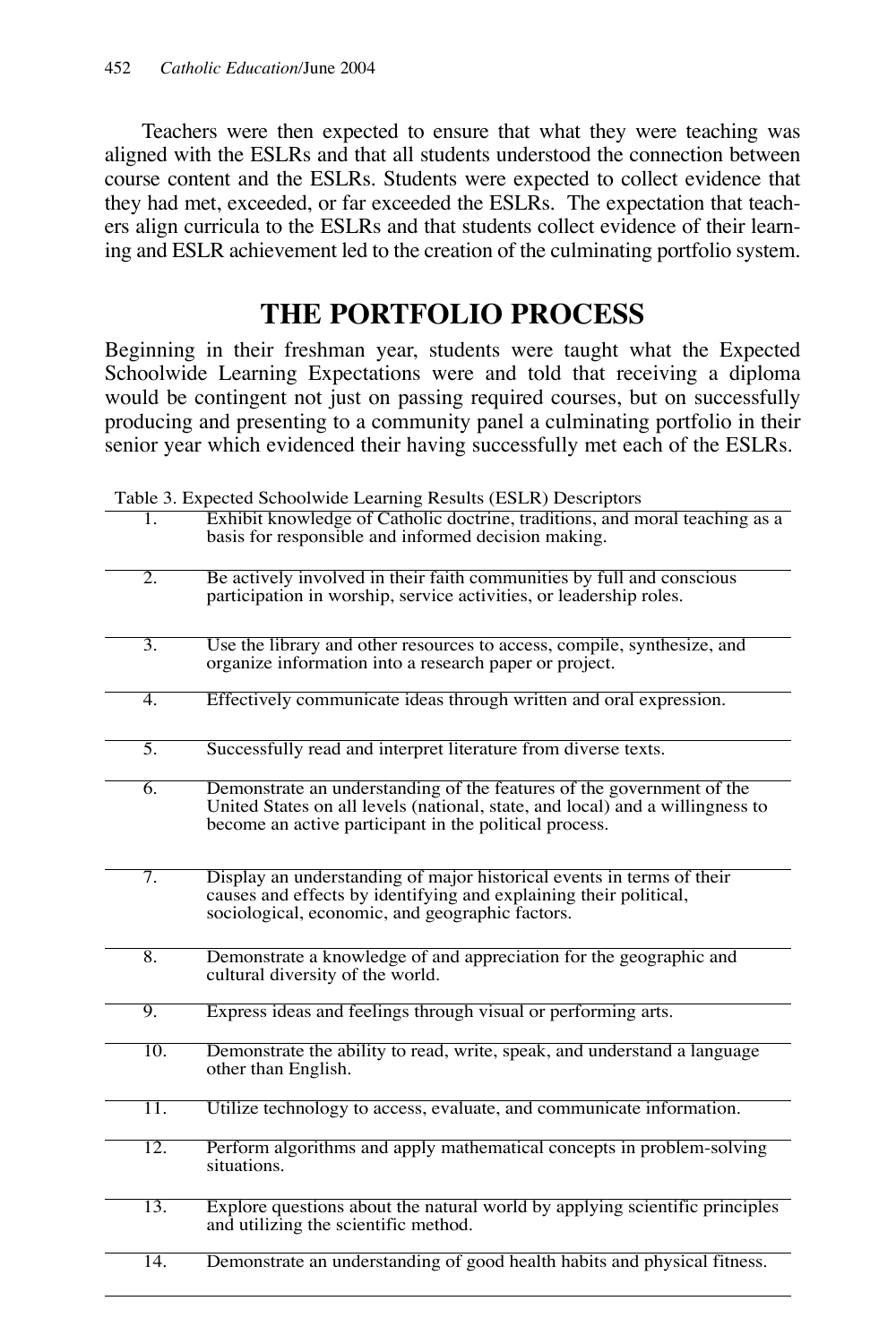Teachers were then expected to ensure that what they were teaching was aligned with the ESLRs and that all students understood the connection between course content and the ESLRs. Students were expected to collect evidence that they had met, exceeded, or far exceeded the ESLRs. The expectation that teachers align curricula to the ESLRs and that students collect evidence of their learning and ESLR achievement led to the creation of the culminating portfolio system.

## THE PORTFOLIO PROCESS

Beginning in their freshman year, students were taught what the Expected Schoolwide Learning Expectations were and told that receiving a diploma would be contingent not just on passing required courses, but on successfully producing and presenting to a community panel a culminating portfolio in their senior year which evidenced their having successfully met each of the ESLRs.

Table 3. Expected Schoolwide Learning Results (ESLR) Descriptors

| | |
|---|---|
| 1. | Exhibit knowledge of Catholic doctrine, traditions, and moral teaching as a basis for responsible and informed decision making. |
| 2. | Be actively involved in their faith communities by full and conscious participation in worship, service activities, or leadership roles. |
| 3. | Use the library and other resources to access, compile, synthesize, and organize information into a research paper or project. |
| 4. | Effectively communicate ideas through written and oral expression. |
| 5. | Successfully read and interpret literature from diverse texts. |
| 6. | Demonstrate an understanding of the features of the government of the United States on all levels (national, state, and local) and a willingness to become an active participant in the political process. |
| 7. | Display an understanding of major historical events in terms of their causes and effects by identifying and explaining their political, sociological, economic, and geographic factors. |
| 8. | Demonstrate a knowledge of and appreciation for the geographic and cultural diversity of the world. |
| 9. | Express ideas and feelings through visual or performing arts. |
| 10. | Demonstrate the ability to read, write, speak, and understand a language other than English. |
| 11. | Utilize technology to access, evaluate, and communicate information. |
| 12. | Perform algorithms and apply mathematical concepts in problem-solving situations. |
| 13. | Explore questions about the natural world by applying scientific principles and utilizing the scientific method. |
| 14. | Demonstrate an understanding of good health habits and physical fitness. |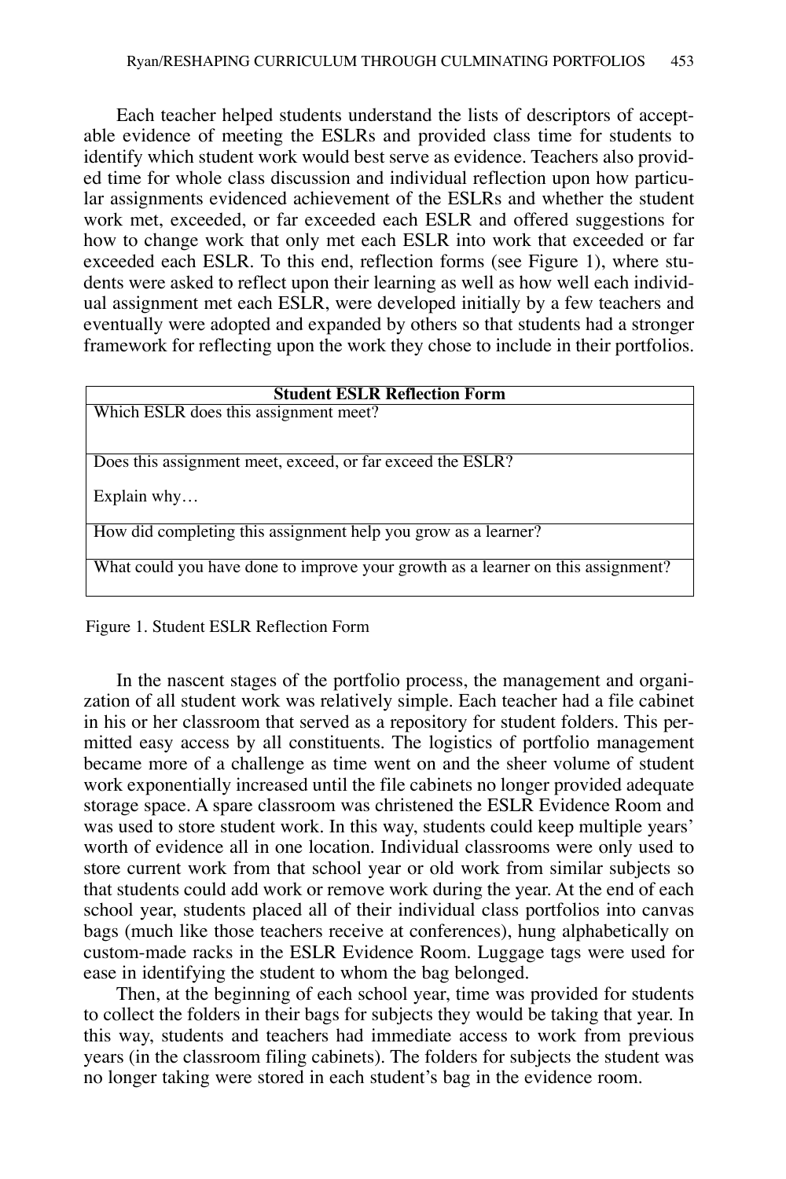Each teacher helped students understand the lists of descriptors of acceptable evidence of meeting the ESLRs and provided class time for students to identify which student work would best serve as evidence. Teachers also provided time for whole class discussion and individual reflection upon how particular assignments evidenced achievement of the ESLRs and whether the student work met, exceeded, or far exceeded each ESLR and offered suggestions for how to change work that only met each ESLR into work that exceeded or far exceeded each ESLR. To this end, reflection forms (see Figure 1), where students were asked to reflect upon their learning as well as how well each individual assignment met each ESLR, were developed initially by a few teachers and eventually were adopted and expanded by others so that students had a stronger framework for reflecting upon the work they chose to include in their portfolios.

| **Student ESLR Reflection Form** |
|---|
| Which ESLR does this assignment meet? |
| Does this assignment meet, exceed, or far exceed the ESLR?<br><br>Explain why… |
| How did completing this assignment help you grow as a learner? |
| What could you have done to improve your growth as a learner on this assignment? |

Figure 1. Student ESLR Reflection Form

In the nascent stages of the portfolio process, the management and organization of all student work was relatively simple. Each teacher had a file cabinet in his or her classroom that served as a repository for student folders. This permitted easy access by all constituents. The logistics of portfolio management became more of a challenge as time went on and the sheer volume of student work exponentially increased until the file cabinets no longer provided adequate storage space. A spare classroom was christened the ESLR Evidence Room and was used to store student work. In this way, students could keep multiple years' worth of evidence all in one location. Individual classrooms were only used to store current work from that school year or old work from similar subjects so that students could add work or remove work during the year. At the end of each school year, students placed all of their individual class portfolios into canvas bags (much like those teachers receive at conferences), hung alphabetically on custom-made racks in the ESLR Evidence Room. Luggage tags were used for ease in identifying the student to whom the bag belonged.

Then, at the beginning of each school year, time was provided for students to collect the folders in their bags for subjects they would be taking that year. In this way, students and teachers had immediate access to work from previous years (in the classroom filing cabinets). The folders for subjects the student was no longer taking were stored in each student's bag in the evidence room.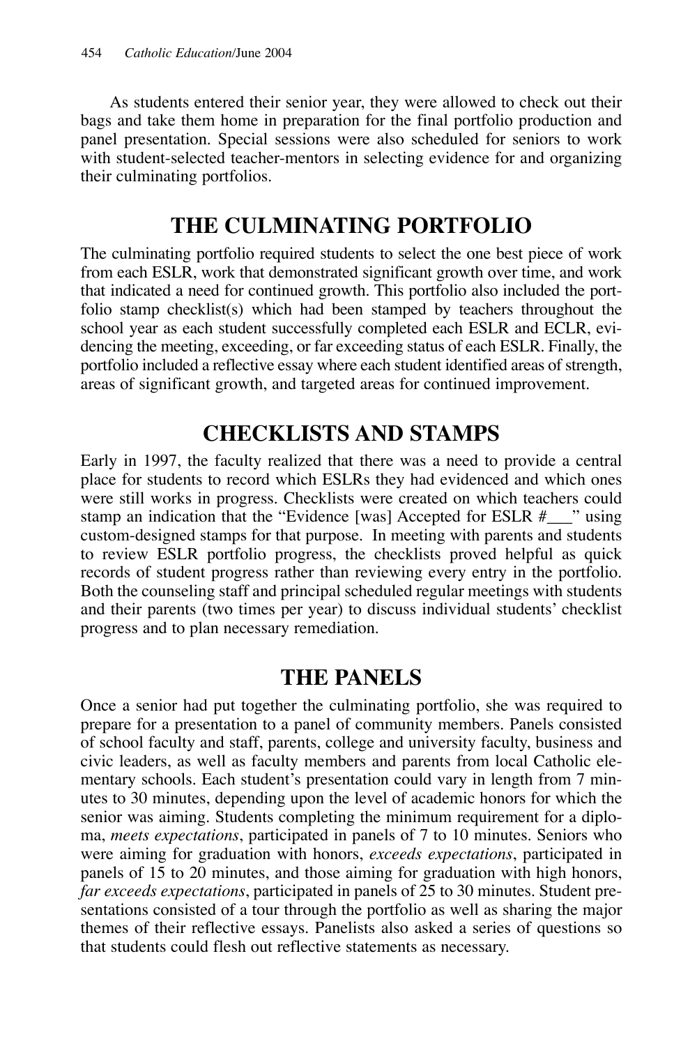As students entered their senior year, they were allowed to check out their bags and take them home in preparation for the final portfolio production and panel presentation. Special sessions were also scheduled for seniors to work with student-selected teacher-mentors in selecting evidence for and organizing their culminating portfolios.

## THE CULMINATING PORTFOLIO

The culminating portfolio required students to select the one best piece of work from each ESLR, work that demonstrated significant growth over time, and work that indicated a need for continued growth. This portfolio also included the portfolio stamp checklist(s) which had been stamped by teachers throughout the school year as each student successfully completed each ESLR and ECLR, evidencing the meeting, exceeding, or far exceeding status of each ESLR. Finally, the portfolio included a reflective essay where each student identified areas of strength, areas of significant growth, and targeted areas for continued improvement.

## CHECKLISTS AND STAMPS

Early in 1997, the faculty realized that there was a need to provide a central place for students to record which ESLRs they had evidenced and which ones were still works in progress. Checklists were created on which teachers could stamp an indication that the "Evidence [was] Accepted for ESLR #___" using custom-designed stamps for that purpose. In meeting with parents and students to review ESLR portfolio progress, the checklists proved helpful as quick records of student progress rather than reviewing every entry in the portfolio. Both the counseling staff and principal scheduled regular meetings with students and their parents (two times per year) to discuss individual students' checklist progress and to plan necessary remediation.

## THE PANELS

Once a senior had put together the culminating portfolio, she was required to prepare for a presentation to a panel of community members. Panels consisted of school faculty and staff, parents, college and university faculty, business and civic leaders, as well as faculty members and parents from local Catholic elementary schools. Each student's presentation could vary in length from 7 minutes to 30 minutes, depending upon the level of academic honors for which the senior was aiming. Students completing the minimum requirement for a diploma, *meets expectations*, participated in panels of 7 to 10 minutes. Seniors who were aiming for graduation with honors, *exceeds expectations*, participated in panels of 15 to 20 minutes, and those aiming for graduation with high honors, *far exceeds expectations*, participated in panels of 25 to 30 minutes. Student presentations consisted of a tour through the portfolio as well as sharing the major themes of their reflective essays. Panelists also asked a series of questions so that students could flesh out reflective statements as necessary.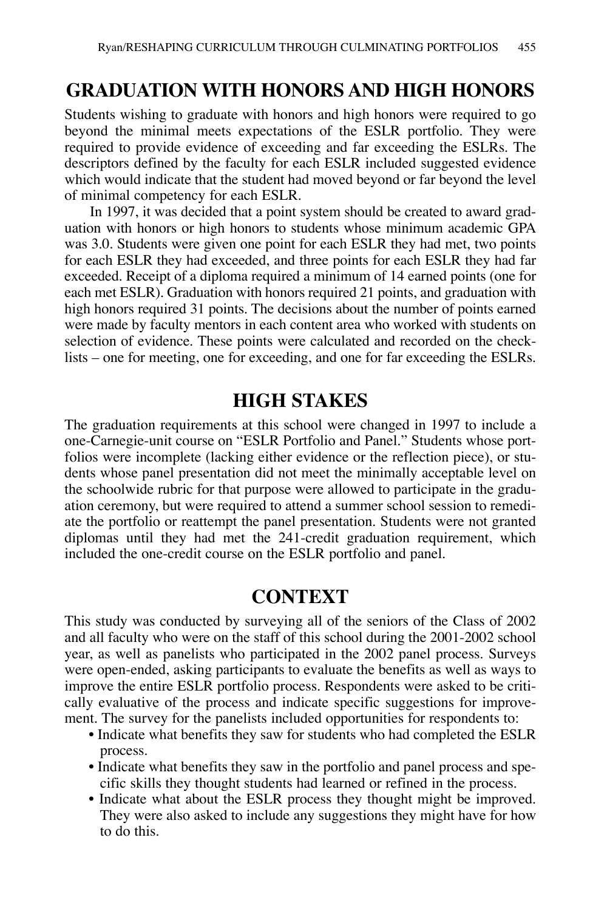## GRADUATION WITH HONORS AND HIGH HONORS

Students wishing to graduate with honors and high honors were required to go beyond the minimal meets expectations of the ESLR portfolio. They were required to provide evidence of exceeding and far exceeding the ESLRs. The descriptors defined by the faculty for each ESLR included suggested evidence which would indicate that the student had moved beyond or far beyond the level of minimal competency for each ESLR.

In 1997, it was decided that a point system should be created to award graduation with honors or high honors to students whose minimum academic GPA was 3.0. Students were given one point for each ESLR they had met, two points for each ESLR they had exceeded, and three points for each ESLR they had far exceeded. Receipt of a diploma required a minimum of 14 earned points (one for each met ESLR). Graduation with honors required 21 points, and graduation with high honors required 31 points. The decisions about the number of points earned were made by faculty mentors in each content area who worked with students on selection of evidence. These points were calculated and recorded on the checklists – one for meeting, one for exceeding, and one for far exceeding the ESLRs.

## HIGH STAKES

The graduation requirements at this school were changed in 1997 to include a one-Carnegie-unit course on "ESLR Portfolio and Panel." Students whose portfolios were incomplete (lacking either evidence or the reflection piece), or students whose panel presentation did not meet the minimally acceptable level on the schoolwide rubric for that purpose were allowed to participate in the graduation ceremony, but were required to attend a summer school session to remediate the portfolio or reattempt the panel presentation. Students were not granted diplomas until they had met the 241-credit graduation requirement, which included the one-credit course on the ESLR portfolio and panel.

## CONTEXT

This study was conducted by surveying all of the seniors of the Class of 2002 and all faculty who were on the staff of this school during the 2001-2002 school year, as well as panelists who participated in the 2002 panel process. Surveys were open-ended, asking participants to evaluate the benefits as well as ways to improve the entire ESLR portfolio process. Respondents were asked to be critically evaluative of the process and indicate specific suggestions for improvement. The survey for the panelists included opportunities for respondents to:

- Indicate what benefits they saw for students who had completed the ESLR process.
- Indicate what benefits they saw in the portfolio and panel process and specific skills they thought students had learned or refined in the process.
- Indicate what about the ESLR process they thought might be improved. They were also asked to include any suggestions they might have for how to do this.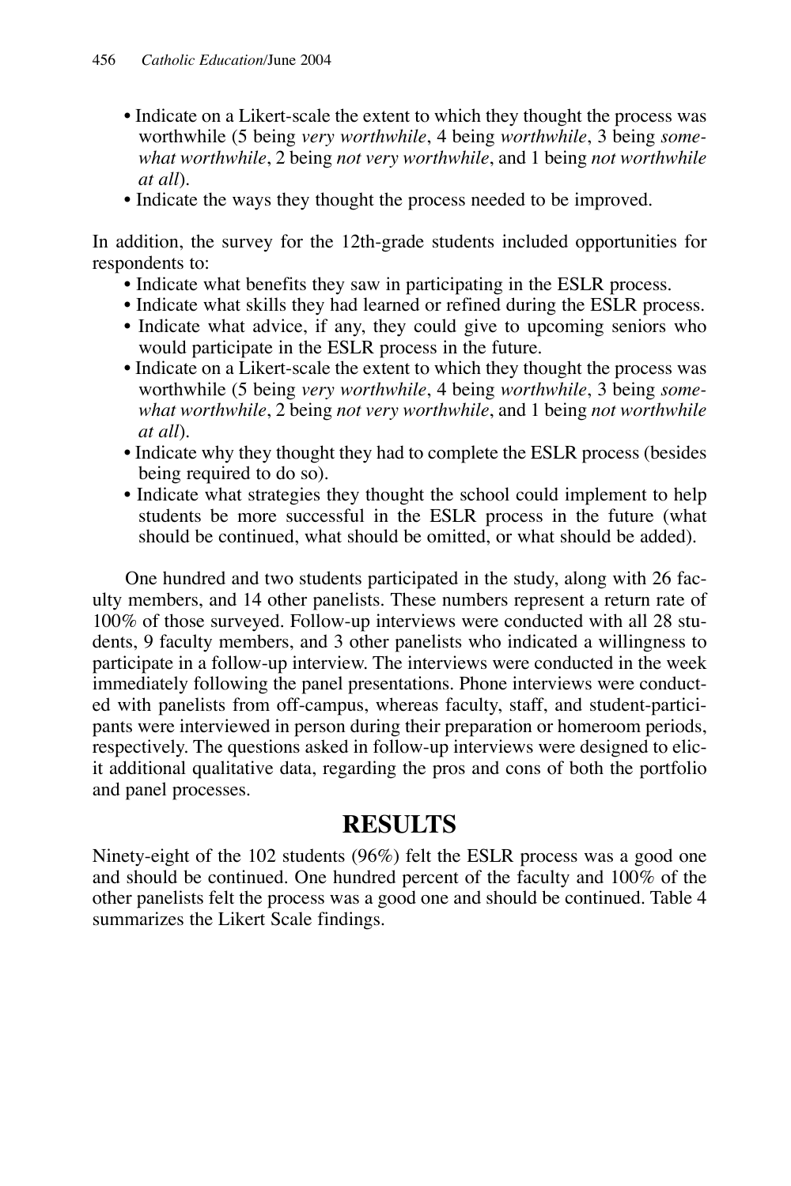- Indicate on a Likert-scale the extent to which they thought the process was worthwhile (5 being *very worthwhile*, 4 being *worthwhile*, 3 being *somewhat worthwhile*, 2 being *not very worthwhile*, and 1 being *not worthwhile at all*).
- Indicate the ways they thought the process needed to be improved.

In addition, the survey for the 12th-grade students included opportunities for respondents to:

- Indicate what benefits they saw in participating in the ESLR process.
- Indicate what skills they had learned or refined during the ESLR process.
- Indicate what advice, if any, they could give to upcoming seniors who would participate in the ESLR process in the future.
- Indicate on a Likert-scale the extent to which they thought the process was worthwhile (5 being *very worthwhile*, 4 being *worthwhile*, 3 being *somewhat worthwhile*, 2 being *not very worthwhile*, and 1 being *not worthwhile at all*).
- Indicate why they thought they had to complete the ESLR process (besides being required to do so).
- Indicate what strategies they thought the school could implement to help students be more successful in the ESLR process in the future (what should be continued, what should be omitted, or what should be added).

One hundred and two students participated in the study, along with 26 faculty members, and 14 other panelists. These numbers represent a return rate of 100% of those surveyed. Follow-up interviews were conducted with all 28 students, 9 faculty members, and 3 other panelists who indicated a willingness to participate in a follow-up interview. The interviews were conducted in the week immediately following the panel presentations. Phone interviews were conducted with panelists from off-campus, whereas faculty, staff, and student-participants were interviewed in person during their preparation or homeroom periods, respectively. The questions asked in follow-up interviews were designed to elicit additional qualitative data, regarding the pros and cons of both the portfolio and panel processes.

## RESULTS

Ninety-eight of the 102 students (96%) felt the ESLR process was a good one and should be continued. One hundred percent of the faculty and 100% of the other panelists felt the process was a good one and should be continued. Table 4 summarizes the Likert Scale findings.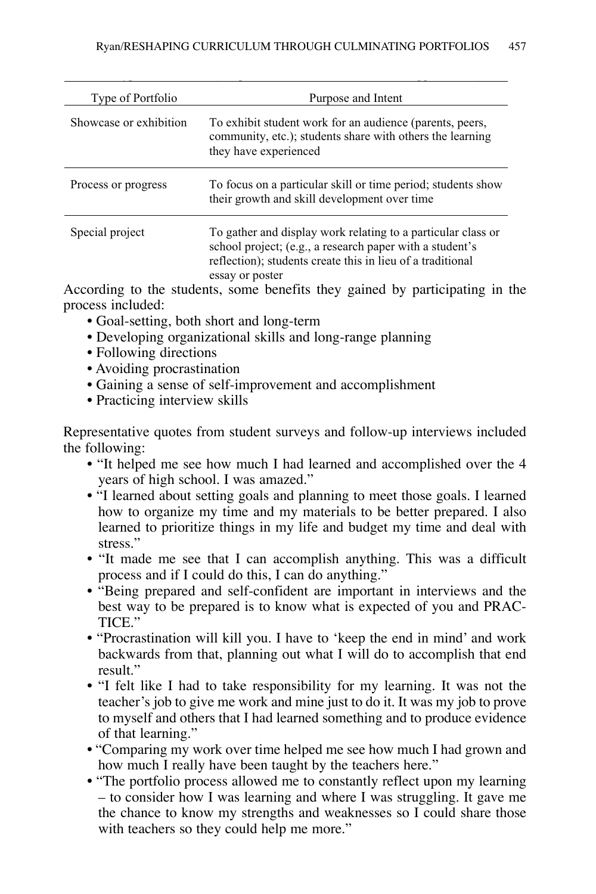| Type of Portfolio | Purpose and Intent |
|---|---|
| Showcase or exhibition | To exhibit student work for an audience (parents, peers, community, etc.); students share with others the learning they have experienced |
| Process or progress | To focus on a particular skill or time period; students show their growth and skill development over time |
| Special project | To gather and display work relating to a particular class or school project; (e.g., a research paper with a student's reflection); students create this in lieu of a traditional essay or poster |

According to the students, some benefits they gained by participating in the process included:

- Goal-setting, both short and long-term
- Developing organizational skills and long-range planning
- Following directions
- Avoiding procrastination
- Gaining a sense of self-improvement and accomplishment
- Practicing interview skills

Representative quotes from student surveys and follow-up interviews included the following:

- "It helped me see how much I had learned and accomplished over the 4 years of high school. I was amazed."
- "I learned about setting goals and planning to meet those goals. I learned how to organize my time and my materials to be better prepared. I also learned to prioritize things in my life and budget my time and deal with stress."
- "It made me see that I can accomplish anything. This was a difficult process and if I could do this, I can do anything."
- "Being prepared and self-confident are important in interviews and the best way to be prepared is to know what is expected of you and PRACTICE."
- "Procrastination will kill you. I have to 'keep the end in mind' and work backwards from that, planning out what I will do to accomplish that end result."
- "I felt like I had to take responsibility for my learning. It was not the teacher's job to give me work and mine just to do it. It was my job to prove to myself and others that I had learned something and to produce evidence of that learning."
- "Comparing my work over time helped me see how much I had grown and how much I really have been taught by the teachers here."
- "The portfolio process allowed me to constantly reflect upon my learning – to consider how I was learning and where I was struggling. It gave me the chance to know my strengths and weaknesses so I could share those with teachers so they could help me more."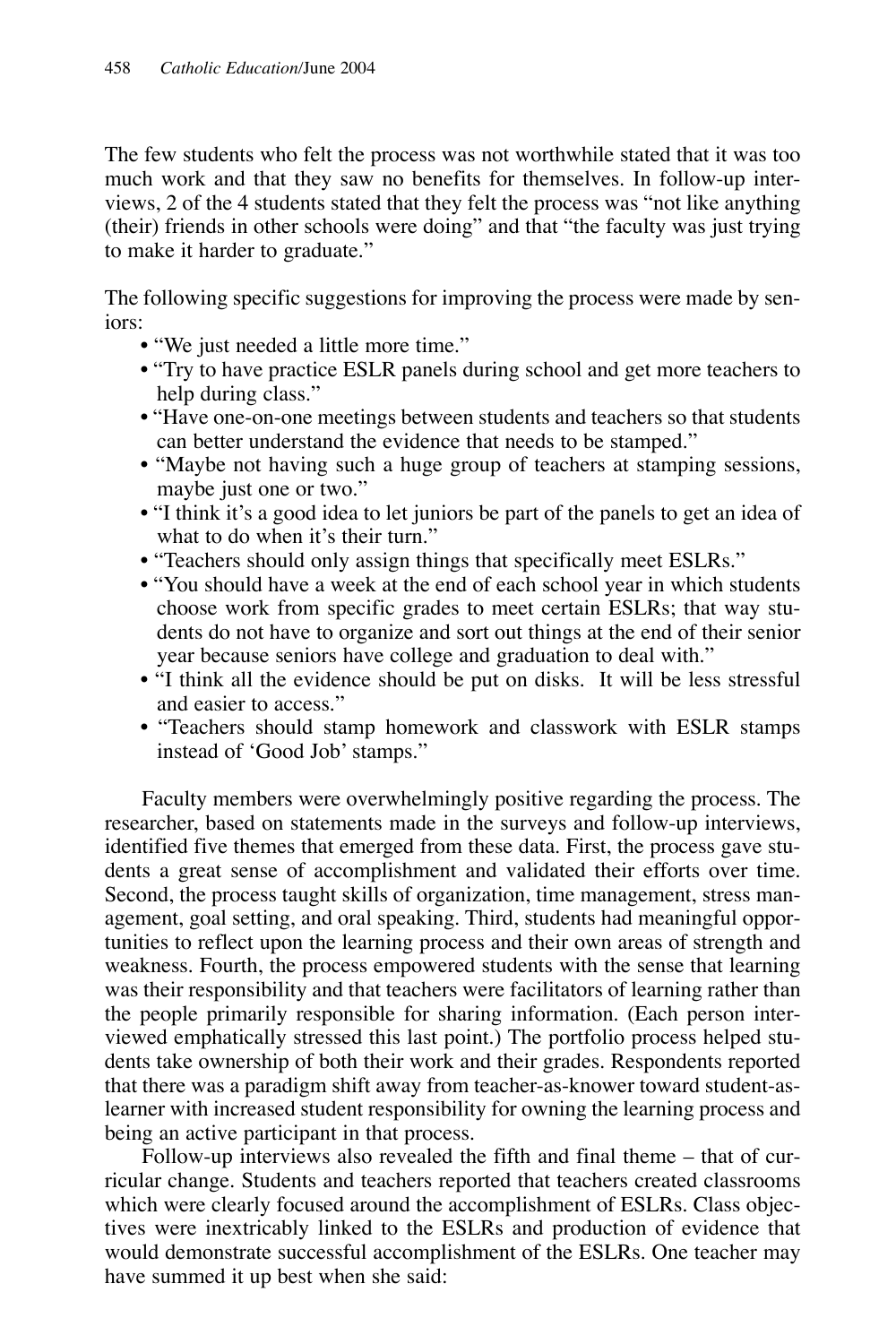The few students who felt the process was not worthwhile stated that it was too much work and that they saw no benefits for themselves. In follow-up interviews, 2 of the 4 students stated that they felt the process was "not like anything (their) friends in other schools were doing" and that "the faculty was just trying to make it harder to graduate."

The following specific suggestions for improving the process were made by seniors:

- "We just needed a little more time."
- "Try to have practice ESLR panels during school and get more teachers to help during class."
- "Have one-on-one meetings between students and teachers so that students can better understand the evidence that needs to be stamped."
- "Maybe not having such a huge group of teachers at stamping sessions, maybe just one or two."
- "I think it's a good idea to let juniors be part of the panels to get an idea of what to do when it's their turn."
- "Teachers should only assign things that specifically meet ESLRs."
- "You should have a week at the end of each school year in which students choose work from specific grades to meet certain ESLRs; that way students do not have to organize and sort out things at the end of their senior year because seniors have college and graduation to deal with."
- "I think all the evidence should be put on disks. It will be less stressful and easier to access."
- "Teachers should stamp homework and classwork with ESLR stamps instead of 'Good Job' stamps."

Faculty members were overwhelmingly positive regarding the process. The researcher, based on statements made in the surveys and follow-up interviews, identified five themes that emerged from these data. First, the process gave students a great sense of accomplishment and validated their efforts over time. Second, the process taught skills of organization, time management, stress management, goal setting, and oral speaking. Third, students had meaningful opportunities to reflect upon the learning process and their own areas of strength and weakness. Fourth, the process empowered students with the sense that learning was their responsibility and that teachers were facilitators of learning rather than the people primarily responsible for sharing information. (Each person interviewed emphatically stressed this last point.) The portfolio process helped students take ownership of both their work and their grades. Respondents reported that there was a paradigm shift away from teacher-as-knower toward student-as-learner with increased student responsibility for owning the learning process and being an active participant in that process.

Follow-up interviews also revealed the fifth and final theme – that of curricular change. Students and teachers reported that teachers created classrooms which were clearly focused around the accomplishment of ESLRs. Class objectives were inextricably linked to the ESLRs and production of evidence that would demonstrate successful accomplishment of the ESLRs. One teacher may have summed it up best when she said: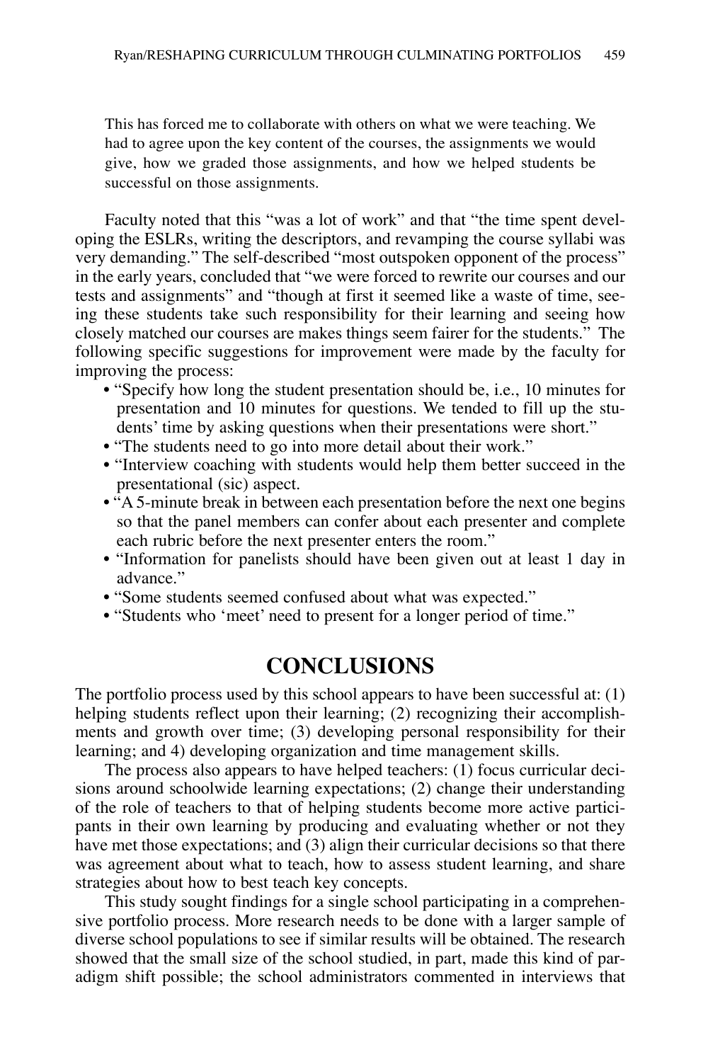> This has forced me to collaborate with others on what we were teaching. We had to agree upon the key content of the courses, the assignments we would give, how we graded those assignments, and how we helped students be successful on those assignments.

Faculty noted that this "was a lot of work" and that "the time spent developing the ESLRs, writing the descriptors, and revamping the course syllabi was very demanding." The self-described "most outspoken opponent of the process" in the early years, concluded that "we were forced to rewrite our courses and our tests and assignments" and "though at first it seemed like a waste of time, seeing these students take such responsibility for their learning and seeing how closely matched our courses are makes things seem fairer for the students." The following specific suggestions for improvement were made by the faculty for improving the process:

- "Specify how long the student presentation should be, i.e., 10 minutes for presentation and 10 minutes for questions. We tended to fill up the students' time by asking questions when their presentations were short."
- "The students need to go into more detail about their work."
- "Interview coaching with students would help them better succeed in the presentational (sic) aspect.
- "A 5-minute break in between each presentation before the next one begins so that the panel members can confer about each presenter and complete each rubric before the next presenter enters the room."
- "Information for panelists should have been given out at least 1 day in advance."
- "Some students seemed confused about what was expected."
- "Students who 'meet' need to present for a longer period of time."

## CONCLUSIONS

The portfolio process used by this school appears to have been successful at: (1) helping students reflect upon their learning; (2) recognizing their accomplishments and growth over time; (3) developing personal responsibility for their learning; and 4) developing organization and time management skills.

The process also appears to have helped teachers: (1) focus curricular decisions around schoolwide learning expectations; (2) change their understanding of the role of teachers to that of helping students become more active participants in their own learning by producing and evaluating whether or not they have met those expectations; and (3) align their curricular decisions so that there was agreement about what to teach, how to assess student learning, and share strategies about how to best teach key concepts.

This study sought findings for a single school participating in a comprehensive portfolio process. More research needs to be done with a larger sample of diverse school populations to see if similar results will be obtained. The research showed that the small size of the school studied, in part, made this kind of paradigm shift possible; the school administrators commented in interviews that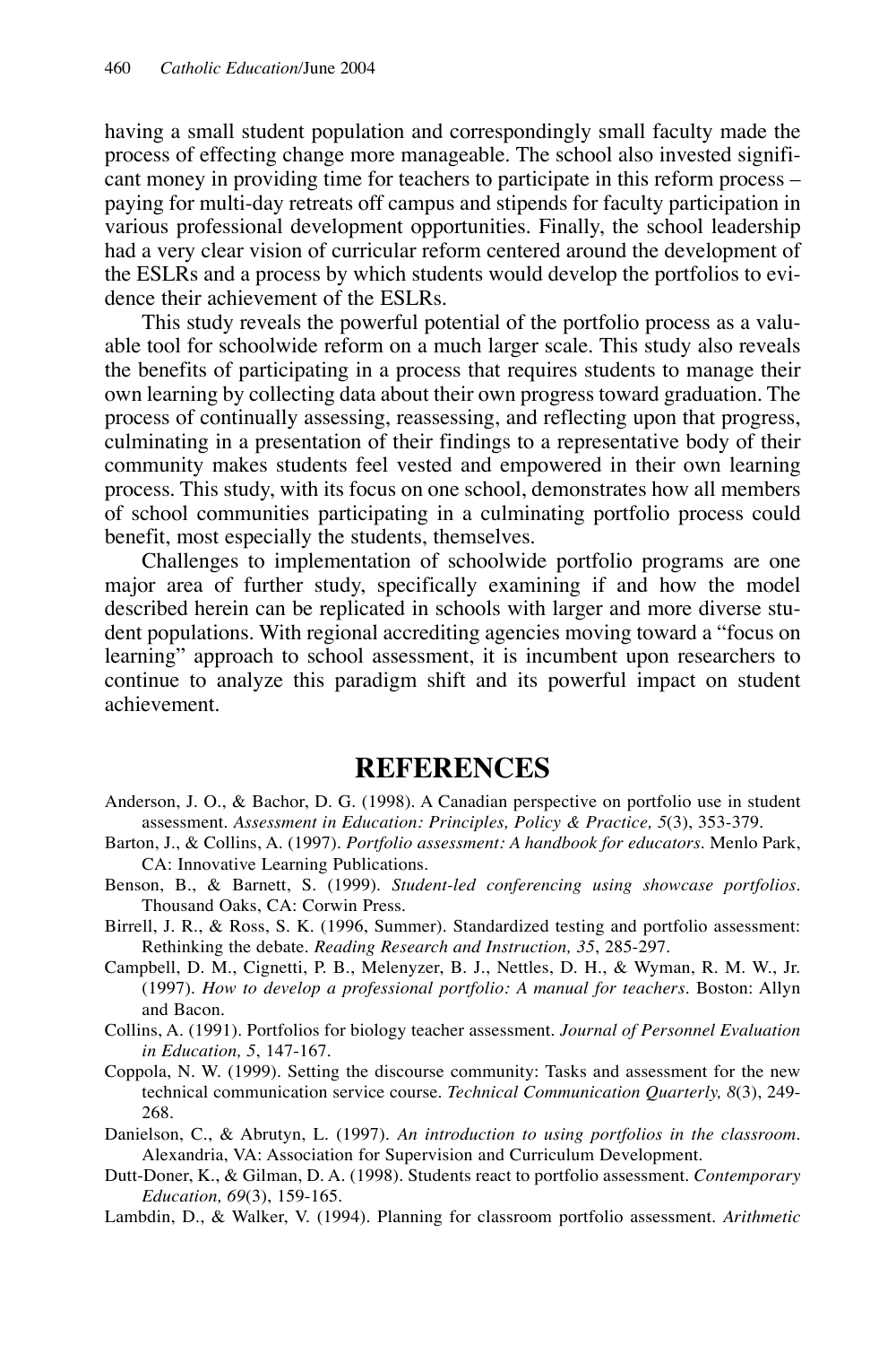having a small student population and correspondingly small faculty made the process of effecting change more manageable. The school also invested significant money in providing time for teachers to participate in this reform process – paying for multi-day retreats off campus and stipends for faculty participation in various professional development opportunities. Finally, the school leadership had a very clear vision of curricular reform centered around the development of the ESLRs and a process by which students would develop the portfolios to evidence their achievement of the ESLRs.

This study reveals the powerful potential of the portfolio process as a valuable tool for schoolwide reform on a much larger scale. This study also reveals the benefits of participating in a process that requires students to manage their own learning by collecting data about their own progress toward graduation. The process of continually assessing, reassessing, and reflecting upon that progress, culminating in a presentation of their findings to a representative body of their community makes students feel vested and empowered in their own learning process. This study, with its focus on one school, demonstrates how all members of school communities participating in a culminating portfolio process could benefit, most especially the students, themselves.

Challenges to implementation of schoolwide portfolio programs are one major area of further study, specifically examining if and how the model described herein can be replicated in schools with larger and more diverse student populations. With regional accrediting agencies moving toward a "focus on learning" approach to school assessment, it is incumbent upon researchers to continue to analyze this paradigm shift and its powerful impact on student achievement.

## REFERENCES

Anderson, J. O., & Bachor, D. G. (1998). A Canadian perspective on portfolio use in student assessment. *Assessment in Education: Principles, Policy & Practice, 5*(3), 353-379.

Barton, J., & Collins, A. (1997). *Portfolio assessment: A handbook for educators*. Menlo Park, CA: Innovative Learning Publications.

Benson, B., & Barnett, S. (1999). *Student-led conferencing using showcase portfolios*. Thousand Oaks, CA: Corwin Press.

Birrell, J. R., & Ross, S. K. (1996, Summer). Standardized testing and portfolio assessment: Rethinking the debate. *Reading Research and Instruction, 35*, 285-297.

Campbell, D. M., Cignetti, P. B., Melenyzer, B. J., Nettles, D. H., & Wyman, R. M. W., Jr. (1997). *How to develop a professional portfolio: A manual for teachers*. Boston: Allyn and Bacon.

Collins, A. (1991). Portfolios for biology teacher assessment. *Journal of Personnel Evaluation in Education, 5*, 147-167.

Coppola, N. W. (1999). Setting the discourse community: Tasks and assessment for the new technical communication service course. *Technical Communication Quarterly, 8*(3), 249-268.

Danielson, C., & Abrutyn, L. (1997). *An introduction to using portfolios in the classroom*. Alexandria, VA: Association for Supervision and Curriculum Development.

Dutt-Doner, K., & Gilman, D. A. (1998). Students react to portfolio assessment. *Contemporary Education, 69*(3), 159-165.

Lambdin, D., & Walker, V. (1994). Planning for classroom portfolio assessment. *Arithmetic*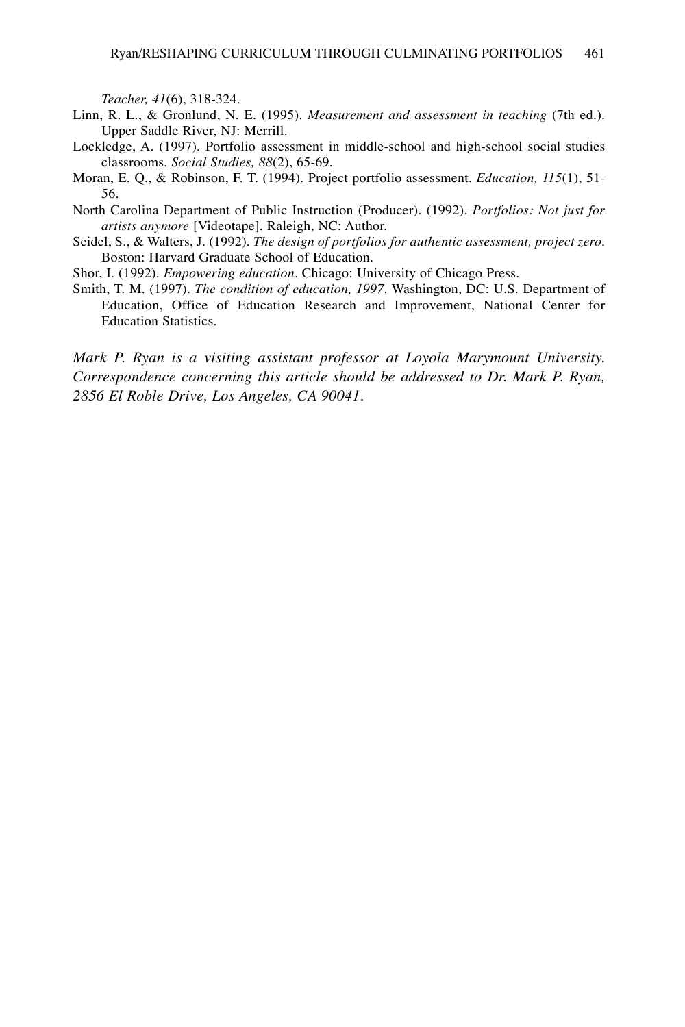*Teacher, 41*(6), 318-324.

Linn, R. L., & Gronlund, N. E. (1995). *Measurement and assessment in teaching* (7th ed.). Upper Saddle River, NJ: Merrill.

Lockledge, A. (1997). Portfolio assessment in middle-school and high-school social studies classrooms. *Social Studies, 88*(2), 65-69.

Moran, E. Q., & Robinson, F. T. (1994). Project portfolio assessment. *Education, 115*(1), 51-56.

North Carolina Department of Public Instruction (Producer). (1992). *Portfolios: Not just for artists anymore* [Videotape]. Raleigh, NC: Author.

Seidel, S., & Walters, J. (1992). *The design of portfolios for authentic assessment, project zero*. Boston: Harvard Graduate School of Education.

Shor, I. (1992). *Empowering education*. Chicago: University of Chicago Press.

Smith, T. M. (1997). *The condition of education, 1997*. Washington, DC: U.S. Department of Education, Office of Education Research and Improvement, National Center for Education Statistics.

*Mark P. Ryan is a visiting assistant professor at Loyola Marymount University. Correspondence concerning this article should be addressed to Dr. Mark P. Ryan, 2856 El Roble Drive, Los Angeles, CA 90041.*